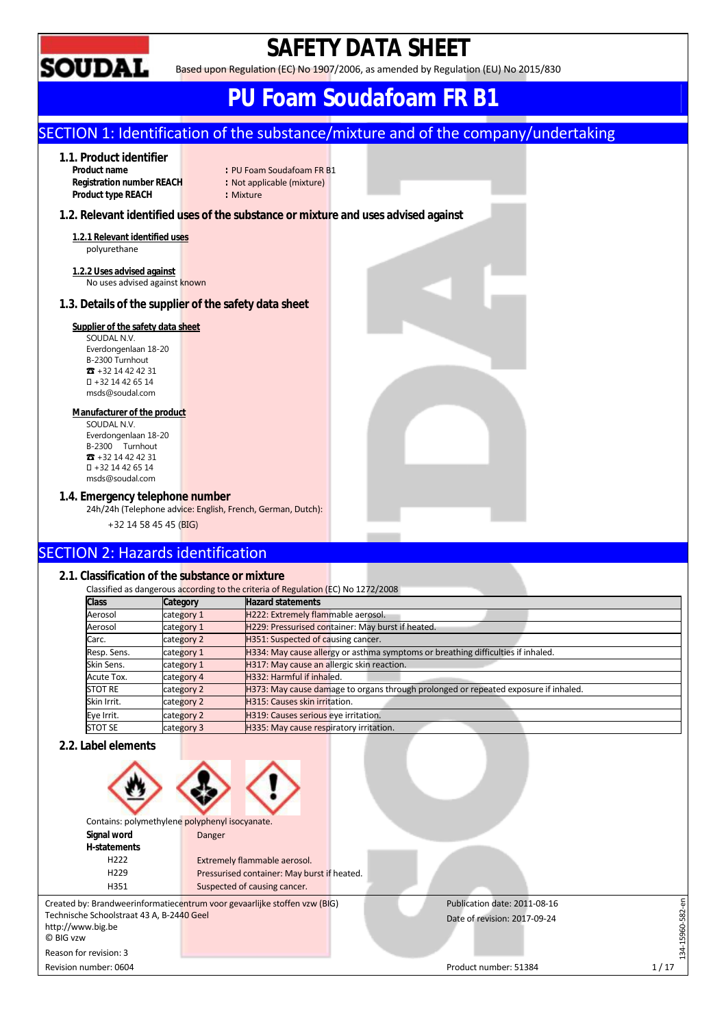# SAFETY DATA SHEET

Based upon Regulation (EC) No 1907/2006, as amended by Regulation (EU) No 2015/830

# PU Foam Soudafoam FR B1

## SECTION 1: Identification of the substance/mixture and of the company/undertaking

### 1.1. Product identifier

**Product name** : PU Foam Soudafoam FR B1
**Registration number REACH** : Not applicable (mixture)
**Product type REACH** : Mixture

### 1.2. Relevant identified uses of the substance or mixture and uses advised against

**1.2.1 Relevant identified uses**

polyurethane

**1.2.2 Uses advised against**

No uses advised against known

### 1.3. Details of the supplier of the safety data sheet

**Supplier of the safety data sheet**

SOUDAL N.V.
Everdongenlaan 18-20
B-2300 Turnhout
☎ +32 14 42 42 31
+32 14 42 65 14
msds@soudal.com

**Manufacturer of the product**

SOUDAL N.V.
Everdongenlaan 18-20
B-2300 Turnhout
☎ +32 14 42 42 31
+32 14 42 65 14
msds@soudal.com

### 1.4. Emergency telephone number

24h/24h (Telephone advice: English, French, German, Dutch):

+32 14 58 45 45 (BIG)

## SECTION 2: Hazards identification

### 2.1. Classification of the substance or mixture

Classified as dangerous according to the criteria of Regulation (EC) No 1272/2008

| Class | Category | Hazard statements |
|---|---|---|
| Aerosol | category 1 | H222: Extremely flammable aerosol. |
| Aerosol | category 1 | H229: Pressurised container: May burst if heated. |
| Carc. | category 2 | H351: Suspected of causing cancer. |
| Resp. Sens. | category 1 | H334: May cause allergy or asthma symptoms or breathing difficulties if inhaled. |
| Skin Sens. | category 1 | H317: May cause an allergic skin reaction. |
| Acute Tox. | category 4 | H332: Harmful if inhaled. |
| STOT RE | category 2 | H373: May cause damage to organs through prolonged or repeated exposure if inhaled. |
| Skin Irrit. | category 2 | H315: Causes skin irritation. |
| Eye Irrit. | category 2 | H319: Causes serious eye irritation. |
| STOT SE | category 3 | H335: May cause respiratory irritation. |

### 2.2. Label elements

Contains: polymethylene polyphenyl isocyanate.

**Signal word** Danger

**H-statements**

| | |
|---|---|
| H222 | Extremely flammable aerosol. |
| H229 | Pressurised container: May burst if heated. |
| H351 | Suspected of causing cancer. |

Created by: Brandweerinformatiecentrum voor gevaarlijke stoffen vzw (BIG)
Technische Schoolstraat 43 A, B-2440 Geel
http://www.big.be
© BIG vzw

Reason for revision: 3

Revision number: 0604

Publication date: 2011-08-16

Date of revision: 2017-09-24

Product number: 51384

134-15960-582-en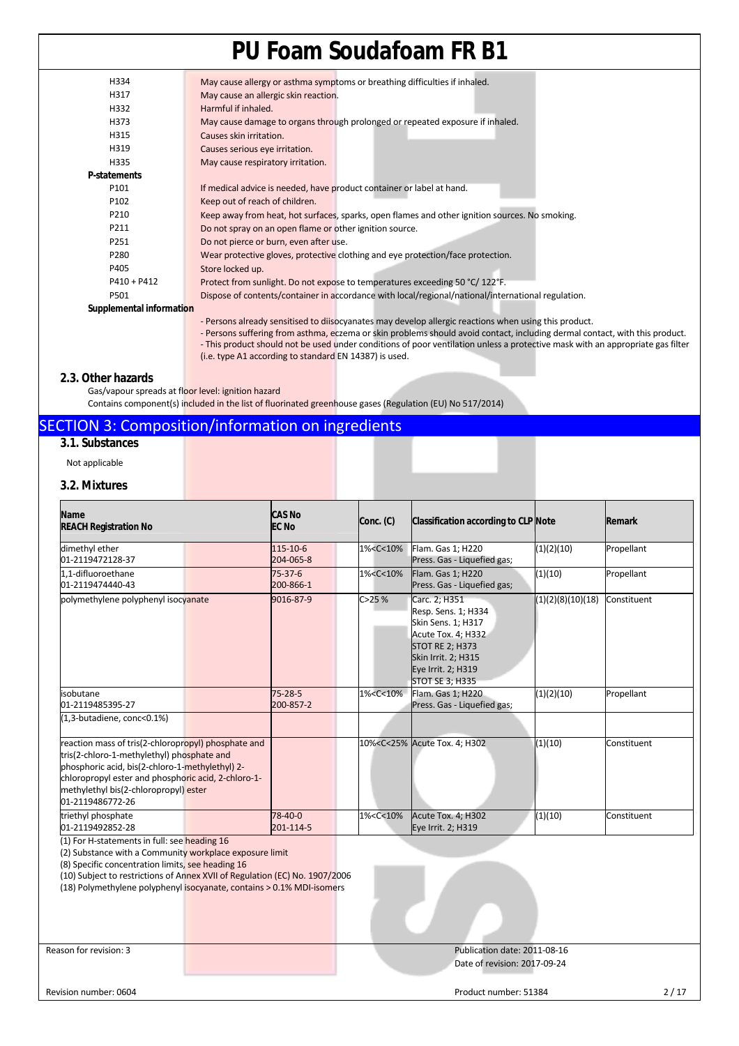| | |
|---|---|
| H334 | May cause allergy or asthma symptoms or breathing difficulties if inhaled. |
| H317 | May cause an allergic skin reaction. |
| H332 | Harmful if inhaled. |
| H373 | May cause damage to organs through prolonged or repeated exposure if inhaled. |
| H315 | Causes skin irritation. |
| H319 | Causes serious eye irritation. |
| H335 | May cause respiratory irritation. |

**P-statements**

| | |
|---|---|
| P101 | If medical advice is needed, have product container or label at hand. |
| P102 | Keep out of reach of children. |
| P210 | Keep away from heat, hot surfaces, sparks, open flames and other ignition sources. No smoking. |
| P211 | Do not spray on an open flame or other ignition source. |
| P251 | Do not pierce or burn, even after use. |
| P280 | Wear protective gloves, protective clothing and eye protection/face protection. |
| P405 | Store locked up. |
| P410 + P412 | Protect from sunlight. Do not expose to temperatures exceeding 50 °C/ 122°F. |
| P501 | Dispose of contents/container in accordance with local/regional/national/international regulation. |

**Supplemental information**

- Persons already sensitised to diisocyanates may develop allergic reactions when using this product.
- Persons suffering from asthma, eczema or skin problems should avoid contact, including dermal contact, with this product.
- This product should not be used under conditions of poor ventilation unless a protective mask with an appropriate gas filter (i.e. type A1 according to standard EN 14387) is used.

### 2.3. Other hazards

Gas/vapour spreads at floor level: ignition hazard

Contains component(s) included in the list of fluorinated greenhouse gases (Regulation (EU) No 517/2014)

## SECTION 3: Composition/information on ingredients

### 3.1. Substances

Not applicable

### 3.2. Mixtures

| Name<br>REACH Registration No | CAS No<br>EC No | Conc. (C) | Classification according to CLP | Note | Remark |
|---|---|---|---|---|---|
| dimethyl ether<br>01-2119472128-37 | 115-10-6<br>204-065-8 | 1%<C<10% | Flam. Gas 1; H220<br>Press. Gas - Liquefied gas; | (1)(2)(10) | Propellant |
| 1,1-difluoroethane<br>01-2119474440-43 | 75-37-6<br>200-866-1 | 1%<C<10% | Flam. Gas 1; H220<br>Press. Gas - Liquefied gas; | (1)(10) | Propellant |
| polymethylene polyphenyl isocyanate | 9016-87-9 | C>25 % | Carc. 2; H351<br>Resp. Sens. 1; H334<br>Skin Sens. 1; H317<br>Acute Tox. 4; H332<br>STOT RE 2; H373<br>Skin Irrit. 2; H315<br>Eye Irrit. 2; H319<br>STOT SE 3; H335 | (1)(2)(8)(10)(18) | Constituent |
| isobutane<br>01-2119485395-27 | 75-28-5<br>200-857-2 | 1%<C<10% | Flam. Gas 1; H220<br>Press. Gas - Liquefied gas; | (1)(2)(10) | Propellant |
| (1,3-butadiene, conc<0.1%) | | | | | |
| reaction mass of tris(2-chloropropyl) phosphate and tris(2-chloro-1-methylethyl) phosphate and phosphoric acid, bis(2-chloro-1-methylethyl) 2-chloropropyl ester and phosphoric acid, 2-chloro-1-methylethyl bis(2-chloropropyl) ester<br>01-2119486772-26 | | 10%<C<25% | Acute Tox. 4; H302 | (1)(10) | Constituent |
| triethyl phosphate<br>01-2119492852-28 | 78-40-0<br>201-114-5 | 1%<C<10% | Acute Tox. 4; H302<br>Eye Irrit. 2; H319 | (1)(10) | Constituent |

(1) For H-statements in full: see heading 16
(2) Substance with a Community workplace exposure limit
(8) Specific concentration limits, see heading 16
(10) Subject to restrictions of Annex XVII of Regulation (EC) No. 1907/2006
(18) Polymethylene polyphenyl isocyanate, contains > 0.1% MDI-isomers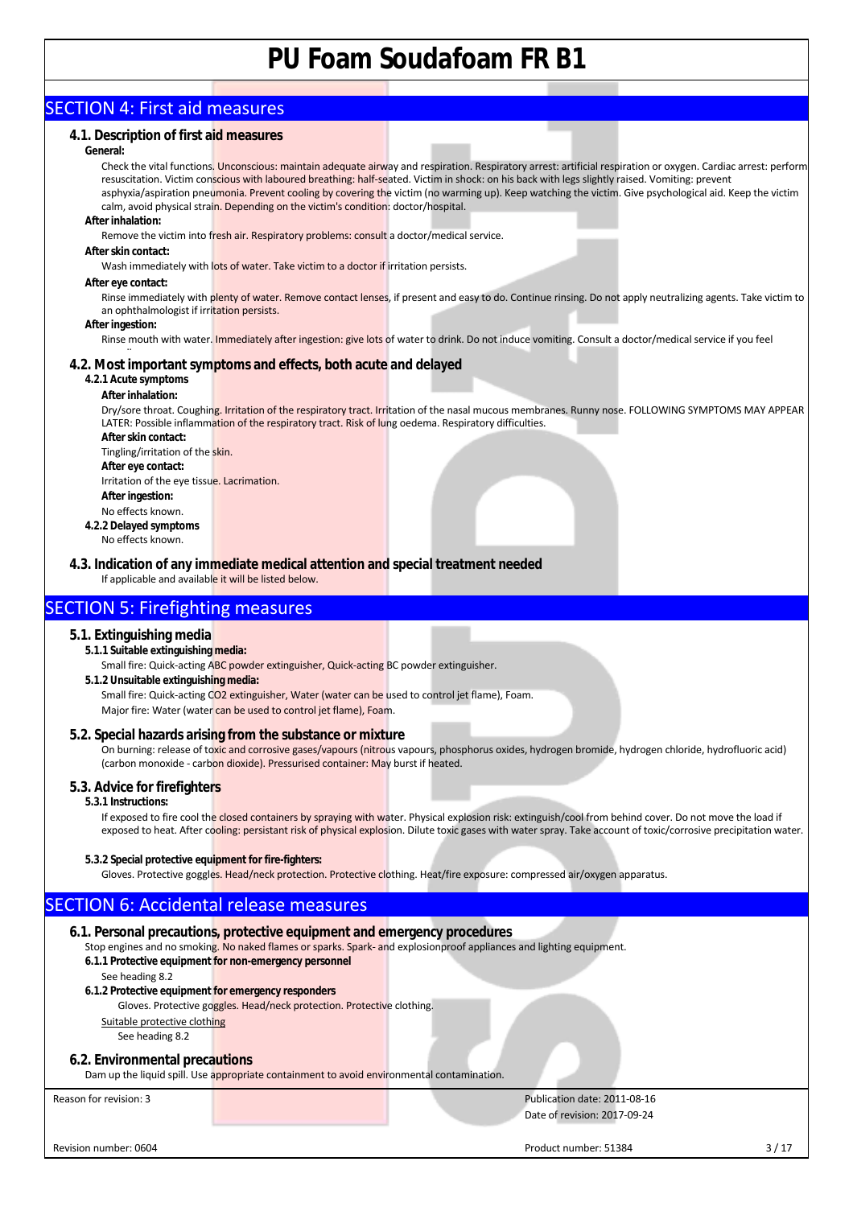# PU Foam Soudafoam FR B1

## SECTION 4: First aid measures

### 4.1. Description of first aid measures

**General:**

Check the vital functions. Unconscious: maintain adequate airway and respiration. Respiratory arrest: artificial respiration or oxygen. Cardiac arrest: perform resuscitation. Victim conscious with laboured breathing: half-seated. Victim in shock: on his back with legs slightly raised. Vomiting: prevent asphyxia/aspiration pneumonia. Prevent cooling by covering the victim (no warming up). Keep watching the victim. Give psychological aid. Keep the victim calm, avoid physical strain. Depending on the victim's condition: doctor/hospital.

**After inhalation:**

Remove the victim into fresh air. Respiratory problems: consult a doctor/medical service.

**After skin contact:**

Wash immediately with lots of water. Take victim to a doctor if irritation persists.

**After eye contact:**

Rinse immediately with plenty of water. Remove contact lenses, if present and easy to do. Continue rinsing. Do not apply neutralizing agents. Take victim to an ophthalmologist if irritation persists.

**After ingestion:**

Rinse mouth with water. Immediately after ingestion: give lots of water to drink. Do not induce vomiting. Consult a doctor/medical service if you feel ..

### 4.2. Most important symptoms and effects, both acute and delayed

**4.2.1 Acute symptoms**

**After inhalation:**

Dry/sore throat. Coughing. Irritation of the respiratory tract. Irritation of the nasal mucous membranes. Runny nose. FOLLOWING SYMPTOMS MAY APPEAR LATER: Possible inflammation of the respiratory tract. Risk of lung oedema. Respiratory difficulties.

**After skin contact:**

Tingling/irritation of the skin.

**After eye contact:**

Irritation of the eye tissue. Lacrimation.

**After ingestion:**

No effects known.

**4.2.2 Delayed symptoms**

No effects known.

### 4.3. Indication of any immediate medical attention and special treatment needed

If applicable and available it will be listed below.

## SECTION 5: Firefighting measures

### 5.1. Extinguishing media

**5.1.1 Suitable extinguishing media:**

Small fire: Quick-acting ABC powder extinguisher, Quick-acting BC powder extinguisher.

**5.1.2 Unsuitable extinguishing media:**

Small fire: Quick-acting $CO_2$ extinguisher, Water (water can be used to control jet flame), Foam.

Major fire: Water (water can be used to control jet flame), Foam.

### 5.2. Special hazards arising from the substance or mixture

On burning: release of toxic and corrosive gases/vapours (nitrous vapours, phosphorus oxides, hydrogen bromide, hydrogen chloride, hydrofluoric acid) (carbon monoxide - carbon dioxide). Pressurised container: May burst if heated.

### 5.3. Advice for firefighters

**5.3.1 Instructions:**

If exposed to fire cool the closed containers by spraying with water. Physical explosion risk: extinguish/cool from behind cover. Do not move the load if exposed to heat. After cooling: persistant risk of physical explosion. Dilute toxic gases with water spray. Take account of toxic/corrosive precipitation water.

**5.3.2 Special protective equipment for fire-fighters:**

Gloves. Protective goggles. Head/neck protection. Protective clothing. Heat/fire exposure: compressed air/oxygen apparatus.

## SECTION 6: Accidental release measures

### 6.1. Personal precautions, protective equipment and emergency procedures

Stop engines and no smoking. No naked flames or sparks. Spark- and explosionproof appliances and lighting equipment.

**6.1.1 Protective equipment for non-emergency personnel**

See heading 8.2

**6.1.2 Protective equipment for emergency responders**

Gloves. Protective goggles. Head/neck protection. Protective clothing.

Suitable protective clothing

See heading 8.2

### 6.2. Environmental precautions

Dam up the liquid spill. Use appropriate containment to avoid environmental contamination.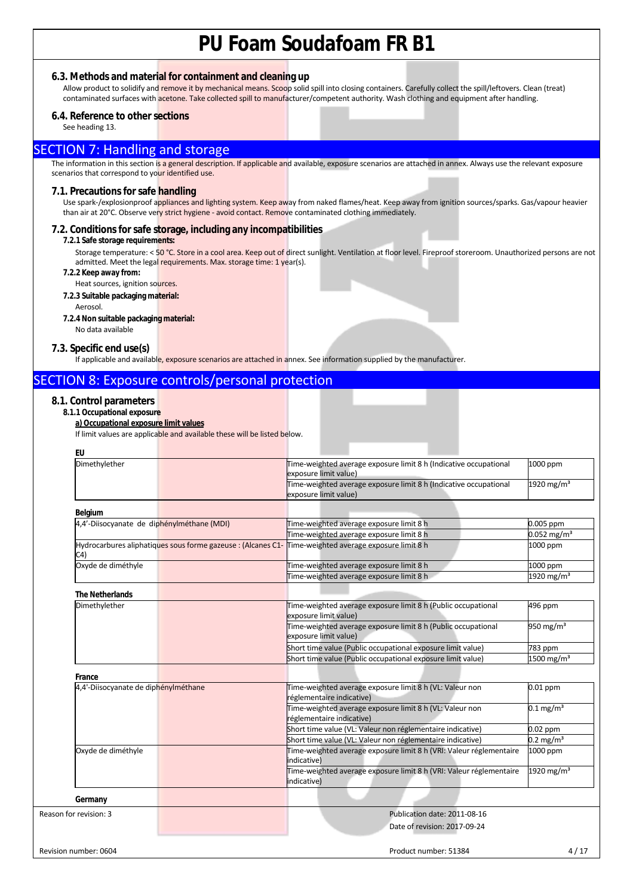### 6.3. Methods and material for containment and cleaning up

Allow product to solidify and remove it by mechanical means. Scoop solid spill into closing containers. Carefully collect the spill/leftovers. Clean (treat) contaminated surfaces with acetone. Take collected spill to manufacturer/competent authority. Wash clothing and equipment after handling.

### 6.4. Reference to other sections

See heading 13.

## SECTION 7: Handling and storage

The information in this section is a general description. If applicable and available, exposure scenarios are attached in annex. Always use the relevant exposure scenarios that correspond to your identified use.

### 7.1. Precautions for safe handling

Use spark-/explosionproof appliances and lighting system. Keep away from naked flames/heat. Keep away from ignition sources/sparks. Gas/vapour heavier than air at 20°C. Observe very strict hygiene - avoid contact. Remove contaminated clothing immediately.

### 7.2. Conditions for safe storage, including any incompatibilities

**7.2.1 Safe storage requirements:**

Storage temperature: < 50 °C. Store in a cool area. Keep out of direct sunlight. Ventilation at floor level. Fireproof storeroom. Unauthorized persons are not admitted. Meet the legal requirements. Max. storage time: 1 year(s).

**7.2.2 Keep away from:**

Heat sources, ignition sources.

**7.2.3 Suitable packaging material:**

Aerosol.

**7.2.4 Non suitable packaging material:**

No data available

### 7.3. Specific end use(s)

If applicable and available, exposure scenarios are attached in annex. See information supplied by the manufacturer.

## SECTION 8: Exposure controls/personal protection

### 8.1. Control parameters

**8.1.1 Occupational exposure**

**a) Occupational exposure limit values**

If limit values are applicable and available these will be listed below.

**EU**

| | | |
|---|---|---|
| Dimethylether | Time-weighted average exposure limit 8 h (Indicative occupational exposure limit value) | 1000 ppm |
| | Time-weighted average exposure limit 8 h (Indicative occupational exposure limit value) | 1920 mg/m³ |

**Belgium**

| | | |
|---|---|---|
| 4,4'-Diisocyanate de diphénylméthane (MDI) | Time-weighted average exposure limit 8 h | 0.005 ppm |
| | Time-weighted average exposure limit 8 h | 0.052 mg/m³ |
| Hydrocarbures aliphatiques sous forme gazeuse : (Alcanes C1-C4) | Time-weighted average exposure limit 8 h | 1000 ppm |
| Oxyde de diméthyle | Time-weighted average exposure limit 8 h | 1000 ppm |
| | Time-weighted average exposure limit 8 h | 1920 mg/m³ |

**The Netherlands**

| | | |
|---|---|---|
| Dimethylether | Time-weighted average exposure limit 8 h (Public occupational exposure limit value) | 496 ppm |
| | Time-weighted average exposure limit 8 h (Public occupational exposure limit value) | 950 mg/m³ |
| | Short time value (Public occupational exposure limit value) | 783 ppm |
| | Short time value (Public occupational exposure limit value) | 1500 mg/m³ |

**France**

| | | |
|---|---|---|
| 4,4'-Diisocyanate de diphénylméthane | Time-weighted average exposure limit 8 h (VL: Valeur non réglementaire indicative) | 0.01 ppm |
| | Time-weighted average exposure limit 8 h (VL: Valeur non réglementaire indicative) | 0.1 mg/m³ |
| | Short time value (VL: Valeur non réglementaire indicative) | 0.02 ppm |
| | Short time value (VL: Valeur non réglementaire indicative) | 0.2 mg/m³ |
| Oxyde de diméthyle | Time-weighted average exposure limit 8 h (VRI: Valeur réglementaire indicative) | 1000 ppm |
| | Time-weighted average exposure limit 8 h (VRI: Valeur réglementaire indicative) | 1920 mg/m³ |

**Germany**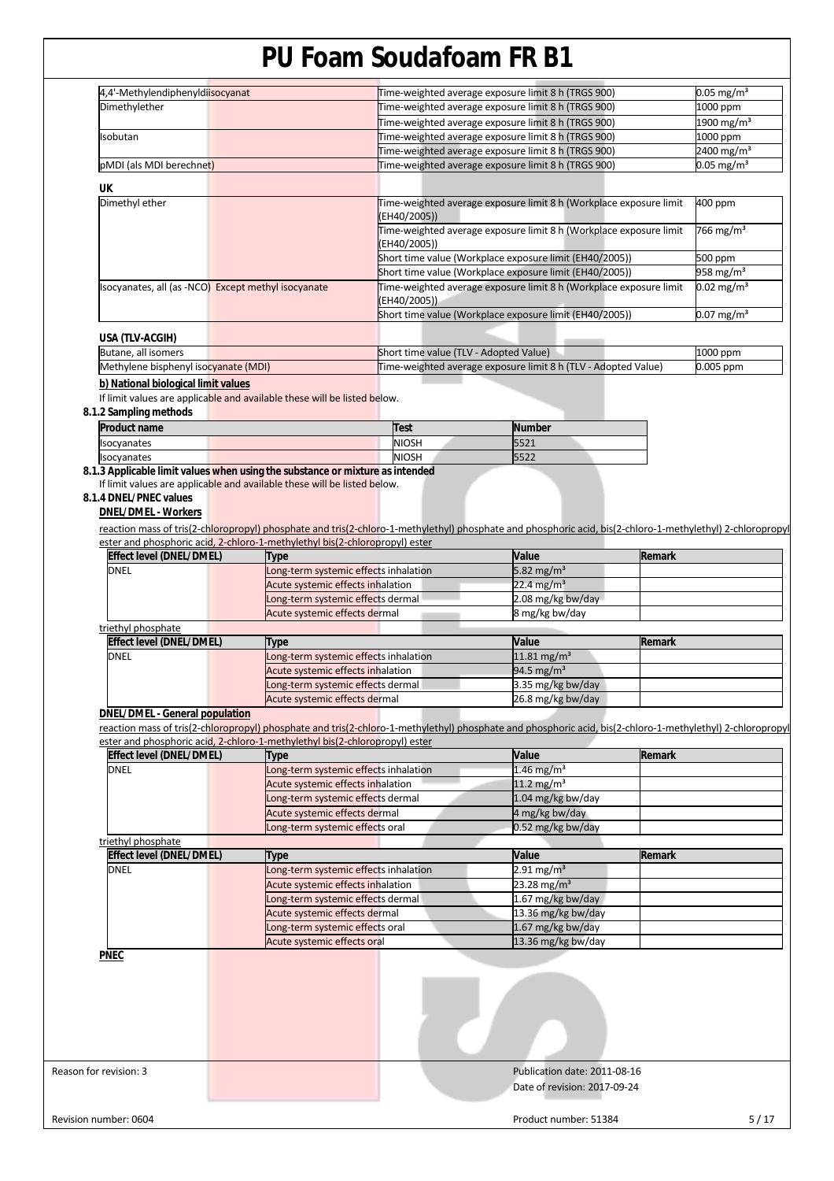| | | |
|---|---|---|
| 4,4'-Methylendiphenyldiisocyanat | Time-weighted average exposure limit 8 h (TRGS 900) | 0.05 mg/m³ |
| Dimethylether | Time-weighted average exposure limit 8 h (TRGS 900) | 1000 ppm |
| | Time-weighted average exposure limit 8 h (TRGS 900) | 1900 mg/m³ |
| Isobutan | Time-weighted average exposure limit 8 h (TRGS 900) | 1000 ppm |
| | Time-weighted average exposure limit 8 h (TRGS 900) | 2400 mg/m³ |
| pMDI (als MDI berechnet) | Time-weighted average exposure limit 8 h (TRGS 900) | 0.05 mg/m³ |

**UK**

| | | |
|---|---|---|
| Dimethyl ether | Time-weighted average exposure limit 8 h (Workplace exposure limit (EH40/2005)) | 400 ppm |
| | Time-weighted average exposure limit 8 h (Workplace exposure limit (EH40/2005)) | 766 mg/m³ |
| | Short time value (Workplace exposure limit (EH40/2005)) | 500 ppm |
| | Short time value (Workplace exposure limit (EH40/2005)) | 958 mg/m³ |
| Isocyanates, all (as -NCO) Except methyl isocyanate | Time-weighted average exposure limit 8 h (Workplace exposure limit (EH40/2005)) | 0.02 mg/m³ |
| | Short time value (Workplace exposure limit (EH40/2005)) | 0.07 mg/m³ |

**USA (TLV-ACGIH)**

| | | |
|---|---|---|
| Butane, all isomers | Short time value (TLV - Adopted Value) | 1000 ppm |
| Methylene bisphenyl isocyanate (MDI) | Time-weighted average exposure limit 8 h (TLV - Adopted Value) | 0.005 ppm |

**b) National biological limit values**

If limit values are applicable and available these will be listed below.

**8.1.2 Sampling methods**

| Product name | Test | Number |
|---|---|---|
| Isocyanates | NIOSH | 5521 |
| Isocyanates | NIOSH | 5522 |

**8.1.3 Applicable limit values when using the substance or mixture as intended**

If limit values are applicable and available these will be listed below.

**8.1.4 DNEL/PNEC values**

**DNEL/DMEL - Workers**

reaction mass of tris(2-chloropropyl) phosphate and tris(2-chloro-1-methylethyl) phosphate and phosphoric acid, bis(2-chloro-1-methylethyl) 2-chloropropyl ester and phosphoric acid, 2-chloro-1-methylethyl bis(2-chloropropyl) ester

| Effect level (DNEL/DMEL) | Type | Value | Remark |
|---|---|---|---|
| DNEL | Long-term systemic effects inhalation | 5.82 mg/m³ | |
| | Acute systemic effects inhalation | 22.4 mg/m³ | |
| | Long-term systemic effects dermal | 2.08 mg/kg bw/day | |
| | Acute systemic effects dermal | 8 mg/kg bw/day | |

triethyl phosphate

| Effect level (DNEL/DMEL) | Type | Value | Remark |
|---|---|---|---|
| DNEL | Long-term systemic effects inhalation | 11.81 mg/m³ | |
| | Acute systemic effects inhalation | 94.5 mg/m³ | |
| | Long-term systemic effects dermal | 3.35 mg/kg bw/day | |
| | Acute systemic effects dermal | 26.8 mg/kg bw/day | |

**DNEL/DMEL - General population**

reaction mass of tris(2-chloropropyl) phosphate and tris(2-chloro-1-methylethyl) phosphate and phosphoric acid, bis(2-chloro-1-methylethyl) 2-chloropropyl ester and phosphoric acid, 2-chloro-1-methylethyl bis(2-chloropropyl) ester

| Effect level (DNEL/DMEL) | Type | Value | Remark |
|---|---|---|---|
| DNEL | Long-term systemic effects inhalation | 1.46 mg/m³ | |
| | Acute systemic effects inhalation | 11.2 mg/m³ | |
| | Long-term systemic effects dermal | 1.04 mg/kg bw/day | |
| | Acute systemic effects dermal | 4 mg/kg bw/day | |
| | Long-term systemic effects oral | 0.52 mg/kg bw/day | |

triethyl phosphate

| Effect level (DNEL/DMEL) | Type | Value | Remark |
|---|---|---|---|
| DNEL | Long-term systemic effects inhalation | 2.91 mg/m³ | |
| | Acute systemic effects inhalation | 23.28 mg/m³ | |
| | Long-term systemic effects dermal | 1.67 mg/kg bw/day | |
| | Acute systemic effects dermal | 13.36 mg/kg bw/day | |
| | Long-term systemic effects oral | 1.67 mg/kg bw/day | |
| | Acute systemic effects oral | 13.36 mg/kg bw/day | |

**PNEC**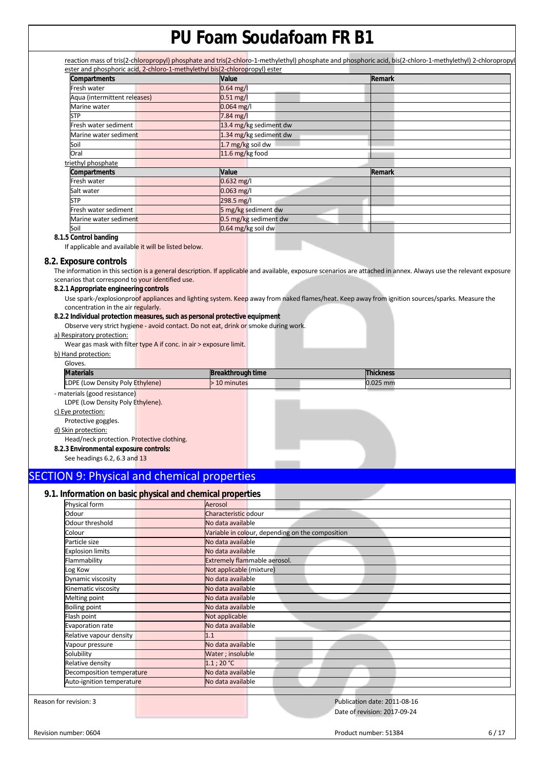reaction mass of tris(2-chloropropyl) phosphate and tris(2-chloro-1-methylethyl) phosphate and phosphoric acid, bis(2-chloro-1-methylethyl) 2-chloropropyl ester and phosphoric acid, 2-chloro-1-methylethyl bis(2-chloropropyl) ester

| Compartments | Value | Remark |
|---|---|---|
| Fresh water | 0.64 mg/l | |
| Aqua (intermittent releases) | 0.51 mg/l | |
| Marine water | 0.064 mg/l | |
| STP | 7.84 mg/l | |
| Fresh water sediment | 13.4 mg/kg sediment dw | |
| Marine water sediment | 1.34 mg/kg sediment dw | |
| Soil | 1.7 mg/kg soil dw | |
| Oral | 11.6 mg/kg food | |

triethyl phosphate

| Compartments | Value | Remark |
|---|---|---|
| Fresh water | 0.632 mg/l | |
| Salt water | 0.063 mg/l | |
| STP | 298.5 mg/l | |
| Fresh water sediment | 5 mg/kg sediment dw | |
| Marine water sediment | 0.5 mg/kg sediment dw | |
| Soil | 0.64 mg/kg soil dw | |

**8.1.5 Control banding**

If applicable and available it will be listed below.

### 8.2. Exposure controls

The information in this section is a general description. If applicable and available, exposure scenarios are attached in annex. Always use the relevant exposure scenarios that correspond to your identified use.

**8.2.1 Appropriate engineering controls**

Use spark-/explosionproof appliances and lighting system. Keep away from naked flames/heat. Keep away from ignition sources/sparks. Measure the concentration in the air regularly.

**8.2.2 Individual protection measures, such as personal protective equipment**

Observe very strict hygiene - avoid contact. Do not eat, drink or smoke during work.

a) Respiratory protection:

Wear gas mask with filter type A if conc. in air > exposure limit.

b) Hand protection:

Gloves.

| Materials | Breakthrough time | Thickness |
|---|---|---|
| LDPE (Low Density Poly Ethylene) | > 10 minutes | 0.025 mm |

- materials (good resistance)

LDPE (Low Density Poly Ethylene).

c) Eye protection:

Protective goggles.

d) Skin protection:

Head/neck protection. Protective clothing.

**8.2.3 Environmental exposure controls:**

See headings 6.2, 6.3 and 13

## SECTION 9: Physical and chemical properties

### 9.1. Information on basic physical and chemical properties

| Property | Value |
|---|---|
| Physical form | Aerosol |
| Odour | Characteristic odour |
| Odour threshold | No data available |
| Colour | Variable in colour, depending on the composition |
| Particle size | No data available |
| Explosion limits | No data available |
| Flammability | Extremely flammable aerosol. |
| Log Kow | Not applicable (mixture) |
| Dynamic viscosity | No data available |
| Kinematic viscosity | No data available |
| Melting point | No data available |
| Boiling point | No data available |
| Flash point | Not applicable |
| Evaporation rate | No data available |
| Relative vapour density | 1.1 |
| Vapour pressure | No data available |
| Solubility | Water ; insoluble |
| Relative density | 1.1 ; 20 °C |
| Decomposition temperature | No data available |
| Auto-ignition temperature | No data available |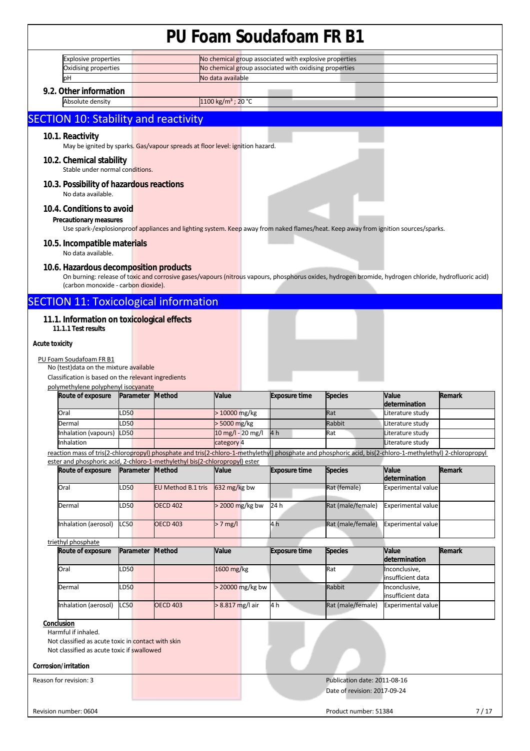| | |
|---|---|
| Explosive properties | No chemical group associated with explosive properties |
| Oxidising properties | No chemical group associated with oxidising properties |
| pH | No data available |

### 9.2. Other information

| | |
|---|---|
| Absolute density | 1100 kg/m³ ; 20 °C |

## SECTION 10: Stability and reactivity

### 10.1. Reactivity

May be ignited by sparks. Gas/vapour spreads at floor level: ignition hazard.

### 10.2. Chemical stability

Stable under normal conditions.

### 10.3. Possibility of hazardous reactions

No data available.

### 10.4. Conditions to avoid

**Precautionary measures**

Use spark-/explosionproof appliances and lighting system. Keep away from naked flames/heat. Keep away from ignition sources/sparks.

### 10.5. Incompatible materials

No data available.

### 10.6. Hazardous decomposition products

On burning: release of toxic and corrosive gases/vapours (nitrous vapours, phosphorus oxides, hydrogen bromide, hydrogen chloride, hydrofluoric acid) (carbon monoxide - carbon dioxide).

## SECTION 11: Toxicological information

### 11.1. Information on toxicological effects

**11.1.1 Test results**

**Acute toxicity**

PU Foam Soudafoam FR B1

No (test)data on the mixture available

Classification is based on the relevant ingredients

polymethylene polyphenyl isocyanate

| Route of exposure | Parameter | Method | Value | Exposure time | Species | Value determination | Remark |
|---|---|---|---|---|---|---|---|
| Oral | LD50 | | > 10000 mg/kg | | Rat | Literature study | |
| Dermal | LD50 | | > 5000 mg/kg | | Rabbit | Literature study | |
| Inhalation (vapours) | LD50 | | 10 mg/l - 20 mg/l | 4 h | Rat | Literature study | |
| Inhalation | | | category 4 | | | Literature study | |

reaction mass of tris(2-chloropropyl) phosphate and tris(2-chloro-1-methylethyl) phosphate and phosphoric acid, bis(2-chloro-1-methylethyl) 2-chloropropyl ester and phosphoric acid, 2-chloro-1-methylethyl bis(2-chloropropyl) ester

| Route of exposure | Parameter | Method | Value | Exposure time | Species | Value determination | Remark |
|---|---|---|---|---|---|---|---|
| Oral | LD50 | EU Method B.1 tris | 632 mg/kg bw | | Rat (female) | Experimental value | |
| Dermal | LD50 | OECD 402 | > 2000 mg/kg bw | 24 h | Rat (male/female) | Experimental value | |
| Inhalation (aerosol) | LC50 | OECD 403 | > 7 mg/l | 4 h | Rat (male/female) | Experimental value | |

triethyl phosphate

| Route of exposure | Parameter | Method | Value | Exposure time | Species | Value determination | Remark |
|---|---|---|---|---|---|---|---|
| Oral | LD50 | | 1600 mg/kg | | Rat | Inconclusive, insufficient data | |
| Dermal | LD50 | | > 20000 mg/kg bw | | Rabbit | Inconclusive, insufficient data | |
| Inhalation (aerosol) | LC50 | OECD 403 | > 8.817 mg/l air | 4 h | Rat (male/female) | Experimental value | |

**Conclusion**

Harmful if inhaled.

Not classified as acute toxic in contact with skin

Not classified as acute toxic if swallowed

**Corrosion/irritation**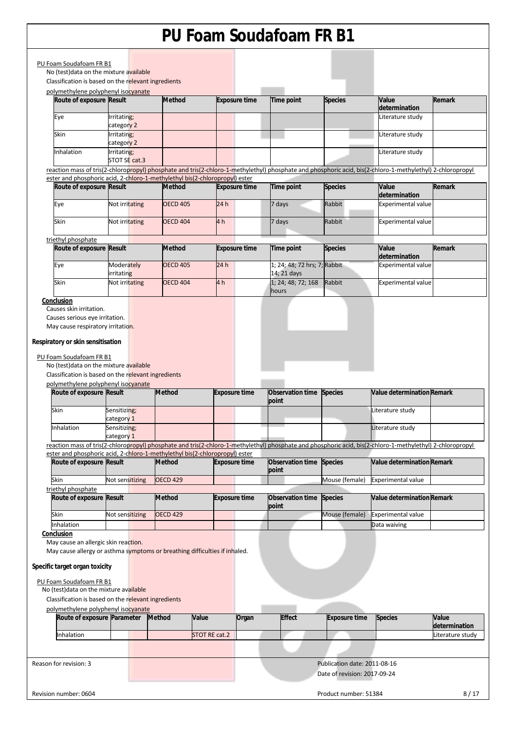PU Foam Soudafoam FR B1

No (test)data on the mixture available

Classification is based on the relevant ingredients

polymethylene polyphenyl isocyanate

| Route of exposure | Result | Method | Exposure time | Time point | Species | Value determination | Remark |
|---|---|---|---|---|---|---|---|
| Eye | Irritating; category 2 | | | | | Literature study | |
| Skin | Irritating; category 2 | | | | | Literature study | |
| Inhalation | Irritating; STOT SE cat.3 | | | | | Literature study | |

reaction mass of tris(2-chloropropyl) phosphate and tris(2-chloro-1-methylethyl) phosphate and phosphoric acid, bis(2-chloro-1-methylethyl) 2-chloropropyl ester and phosphoric acid, 2-chloro-1-methylethyl bis(2-chloropropyl) ester

| Route of exposure | Result | Method | Exposure time | Time point | Species | Value determination | Remark |
|---|---|---|---|---|---|---|---|
| Eye | Not irritating | OECD 405 | 24 h | 7 days | Rabbit | Experimental value | |
| Skin | Not irritating | OECD 404 | 4 h | 7 days | Rabbit | Experimental value | |

triethyl phosphate

| Route of exposure | Result | Method | Exposure time | Time point | Species | Value determination | Remark |
|---|---|---|---|---|---|---|---|
| Eye | Moderately irritating | OECD 405 | 24 h | 1; 24; 48; 72 hrs; 7; 14; 21 days | Rabbit | Experimental value | |
| Skin | Not irritating | OECD 404 | 4 h | 1; 24; 48; 72; 168 hours | Rabbit | Experimental value | |

**Conclusion**

Causes skin irritation.

Causes serious eye irritation.

May cause respiratory irritation.

**Respiratory or skin sensitisation**

PU Foam Soudafoam FR B1

No (test)data on the mixture available

Classification is based on the relevant ingredients

polymethylene polyphenyl isocyanate

| Route of exposure | Result | Method | Exposure time | Observation time point | Species | Value determination | Remark |
|---|---|---|---|---|---|---|---|
| Skin | Sensitizing; category 1 | | | | | Literature study | |
| Inhalation | Sensitizing; category 1 | | | | | Literature study | |

reaction mass of tris(2-chloropropyl) phosphate and tris(2-chloro-1-methylethyl) phosphate and phosphoric acid, bis(2-chloro-1-methylethyl) 2-chloropropyl ester and phosphoric acid, 2-chloro-1-methylethyl bis(2-chloropropyl) ester

| Route of exposure | Result | Method | Exposure time | Observation time point | Species | Value determination | Remark |
|---|---|---|---|---|---|---|---|
| Skin | Not sensitizing | OECD 429 | | | Mouse (female) | Experimental value | |

triethyl phosphate

| Route of exposure | Result | Method | Exposure time | Observation time point | Species | Value determination | Remark |
|---|---|---|---|---|---|---|---|
| Skin | Not sensitizing | OECD 429 | | | Mouse (female) | Experimental value | |
| Inhalation | | | | | | Data waiving | |

**Conclusion**

May cause an allergic skin reaction.

May cause allergy or asthma symptoms or breathing difficulties if inhaled.

**Specific target organ toxicity**

PU Foam Soudafoam FR B1

No (test)data on the mixture available

Classification is based on the relevant ingredients

polymethylene polyphenyl isocyanate

| Route of exposure | Parameter | Method | Value | Organ | Effect | Exposure time | Species | Value determination |
|---|---|---|---|---|---|---|---|---|
| Inhalation | | | STOT RE cat.2 | | | | | Literature study |

Reason for revision: 3

Publication date: 2011-08-16

Date of revision: 2017-09-24

Revision number: 0604

Product number: 51384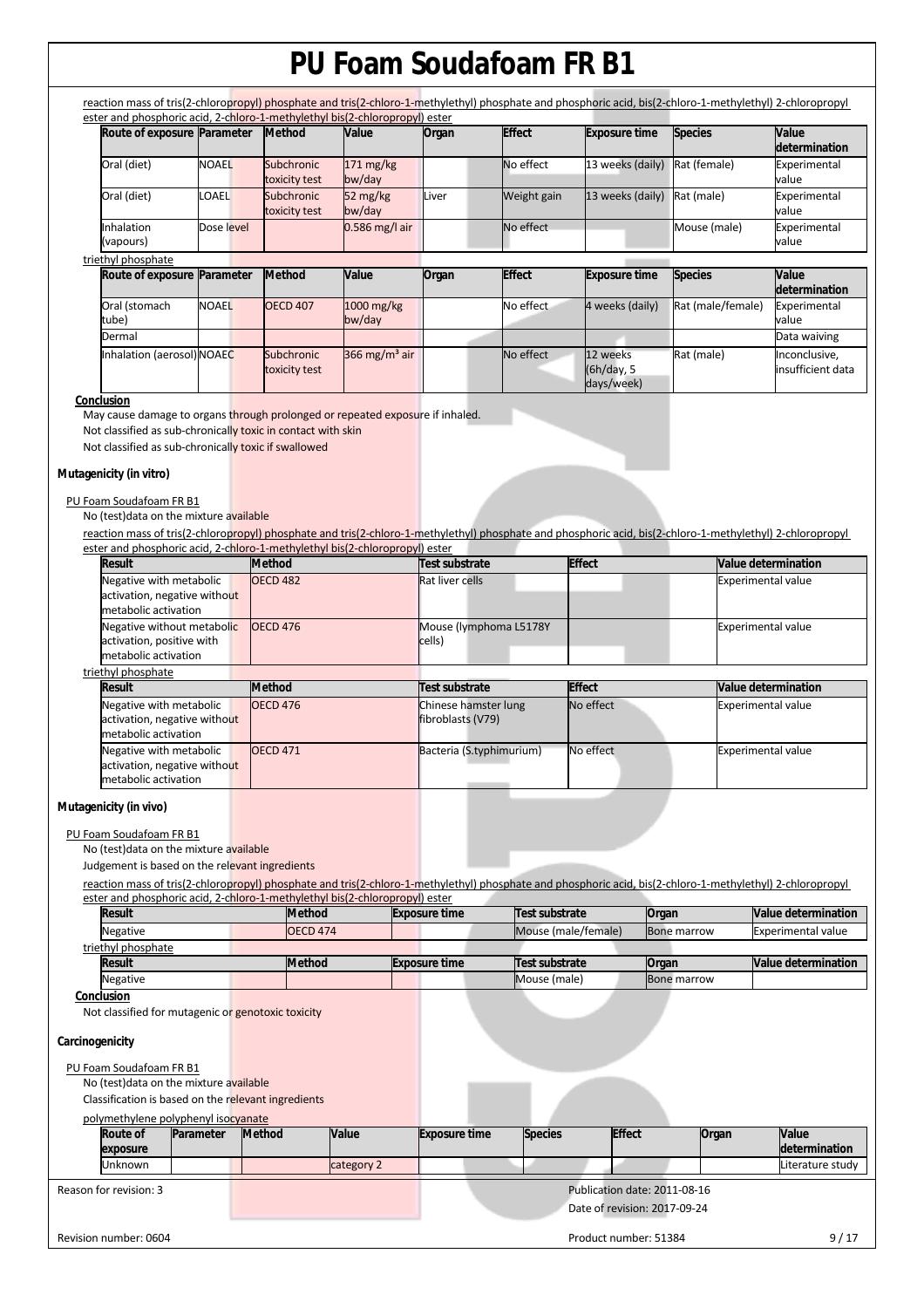reaction mass of tris(2-chloropropyl) phosphate and tris(2-chloro-1-methylethyl) phosphate and phosphoric acid, bis(2-chloro-1-methylethyl) 2-chloropropyl ester and phosphoric acid, 2-chloro-1-methylethyl bis(2-chloropropyl) ester

| Route of exposure | Parameter | Method | Value | Organ | Effect | Exposure time | Species | Value determination |
|---|---|---|---|---|---|---|---|---|
| Oral (diet) | NOAEL | Subchronic toxicity test | 171 mg/kg bw/day | | No effect | 13 weeks (daily) | Rat (female) | Experimental value |
| Oral (diet) | LOAEL | Subchronic toxicity test | 52 mg/kg bw/day | Liver | Weight gain | 13 weeks (daily) | Rat (male) | Experimental value |
| Inhalation (vapours) | Dose level | | 0.586 mg/l air | | No effect | | Mouse (male) | Experimental value |

triethyl phosphate

| Route of exposure | Parameter | Method | Value | Organ | Effect | Exposure time | Species | Value determination |
|---|---|---|---|---|---|---|---|---|
| Oral (stomach tube) | NOAEL | OECD 407 | 1000 mg/kg bw/day | | No effect | 4 weeks (daily) | Rat (male/female) | Experimental value |
| Dermal | | | | | | | | Data waiving |
| Inhalation (aerosol) | NOAEC | Subchronic toxicity test | 366 mg/m³ air | | No effect | 12 weeks (6h/day, 5 days/week) | Rat (male) | Inconclusive, insufficient data |

**Conclusion**

May cause damage to organs through prolonged or repeated exposure if inhaled.

Not classified as sub-chronically toxic in contact with skin

Not classified as sub-chronically toxic if swallowed

## Mutagenicity (in vitro)

PU Foam Soudafoam FR B1

No (test)data on the mixture available

reaction mass of tris(2-chloropropyl) phosphate and tris(2-chloro-1-methylethyl) phosphate and phosphoric acid, bis(2-chloro-1-methylethyl) 2-chloropropyl ester and phosphoric acid, 2-chloro-1-methylethyl bis(2-chloropropyl) ester

| Result | Method | Test substrate | Effect | Value determination |
|---|---|---|---|---|
| Negative with metabolic activation, negative without metabolic activation | OECD 482 | Rat liver cells | | Experimental value |
| Negative without metabolic activation, positive with metabolic activation | OECD 476 | Mouse (lymphoma L5178Y cells) | | Experimental value |

triethyl phosphate

| Result | Method | Test substrate | Effect | Value determination |
|---|---|---|---|---|
| Negative with metabolic activation, negative without metabolic activation | OECD 476 | Chinese hamster lung fibroblasts (V79) | No effect | Experimental value |
| Negative with metabolic activation, negative without metabolic activation | OECD 471 | Bacteria (S.typhimurium) | No effect | Experimental value |

## Mutagenicity (in vivo)

PU Foam Soudafoam FR B1

No (test)data on the mixture available

Judgement is based on the relevant ingredients

reaction mass of tris(2-chloropropyl) phosphate and tris(2-chloro-1-methylethyl) phosphate and phosphoric acid, bis(2-chloro-1-methylethyl) 2-chloropropyl ester and phosphoric acid, 2-chloro-1-methylethyl bis(2-chloropropyl) ester

| Result | Method | Exposure time | Test substrate | Organ | Value determination |
|---|---|---|---|---|---|
| Negative | OECD 474 | | Mouse (male/female) | Bone marrow | Experimental value |

triethyl phosphate

| Result | Method | Exposure time | Test substrate | Organ | Value determination |
|---|---|---|---|---|---|
| Negative | | | Mouse (male) | Bone marrow | |

**Conclusion**

Not classified for mutagenic or genotoxic toxicity

## Carcinogenicity

PU Foam Soudafoam FR B1

No (test)data on the mixture available

Classification is based on the relevant ingredients

polymethylene polyphenyl isocyanate

| Route of exposure | Parameter | Method | Value | Exposure time | Species | Effect | Organ | Value determination |
|---|---|---|---|---|---|---|---|---|
| Unknown | | | category 2 | | | | | Literature study |

Reason for revision: 3

Publication date: 2011-08-16

Date of revision: 2017-09-24

Revision number: 0604

Product number: 51384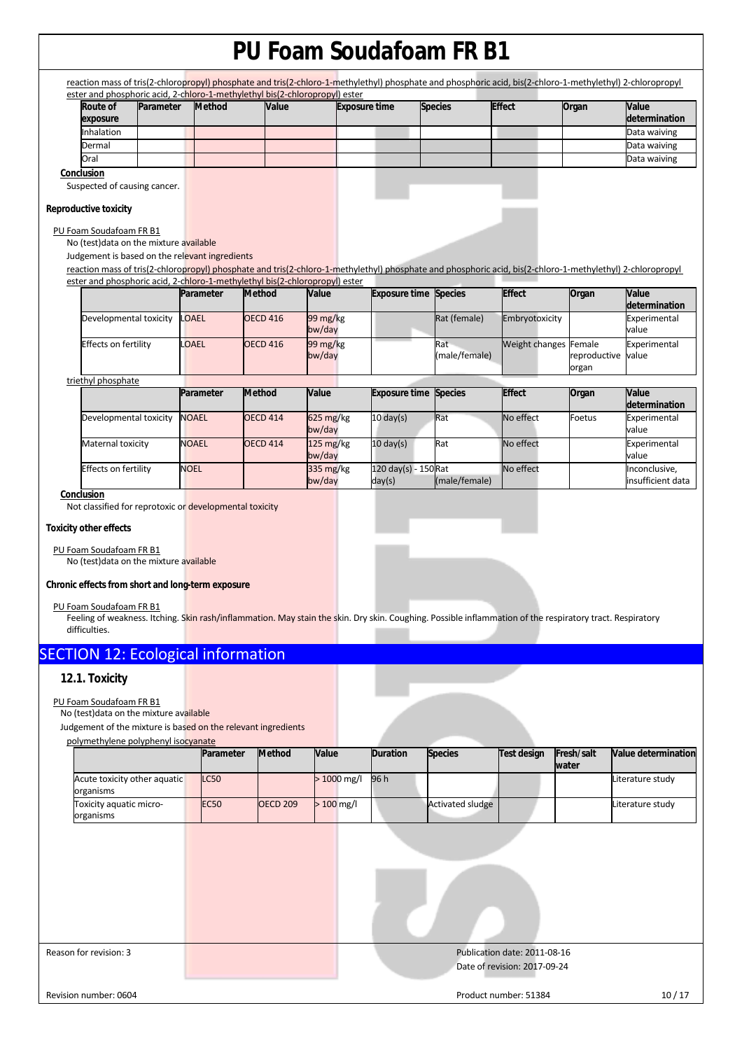reaction mass of tris(2-chloropropyl) phosphate and tris(2-chloro-1-methylethyl) phosphate and phosphoric acid, bis(2-chloro-1-methylethyl) 2-chloropropyl ester and phosphoric acid, 2-chloro-1-methylethyl bis(2-chloropropyl) ester

| Route of exposure | Parameter | Method | Value | Exposure time | Species | Effect | Organ | Value determination |
|---|---|---|---|---|---|---|---|---|
| Inhalation | | | | | | | | Data waiving |
| Dermal | | | | | | | | Data waiving |
| Oral | | | | | | | | Data waiving |

**Conclusion**

Suspected of causing cancer.

**Reproductive toxicity**

PU Foam Soudafoam FR B1

No (test)data on the mixture available

Judgement is based on the relevant ingredients

reaction mass of tris(2-chloropropyl) phosphate and tris(2-chloro-1-methylethyl) phosphate and phosphoric acid, bis(2-chloro-1-methylethyl) 2-chloropropyl ester and phosphoric acid, 2-chloro-1-methylethyl bis(2-chloropropyl) ester

| | Parameter | Method | Value | Exposure time | Species | Effect | Organ | Value determination |
|---|---|---|---|---|---|---|---|---|
| Developmental toxicity | LOAEL | OECD 416 | 99 mg/kg bw/day | | Rat (female) | Embryotoxicity | | Experimental value |
| Effects on fertility | LOAEL | OECD 416 | 99 mg/kg bw/day | | Rat (male/female) | Weight changes | Female reproductive organ | Experimental value |

triethyl phosphate

| | Parameter | Method | Value | Exposure time | Species | Effect | Organ | Value determination |
|---|---|---|---|---|---|---|---|---|
| Developmental toxicity | NOAEL | OECD 414 | 625 mg/kg bw/day | 10 day(s) | Rat | No effect | Foetus | Experimental value |
| Maternal toxicity | NOAEL | OECD 414 | 125 mg/kg bw/day | 10 day(s) | Rat | No effect | | Experimental value |
| Effects on fertility | NOEL | | 335 mg/kg bw/day | 120 day(s) - 150 day(s) | Rat (male/female) | No effect | | Inconclusive, insufficient data |

**Conclusion**

Not classified for reprotoxic or developmental toxicity

**Toxicity other effects**

PU Foam Soudafoam FR B1

No (test)data on the mixture available

**Chronic effects from short and long-term exposure**

PU Foam Soudafoam FR B1

Feeling of weakness. Itching. Skin rash/inflammation. May stain the skin. Dry skin. Coughing. Possible inflammation of the respiratory tract. Respiratory difficulties.

## SECTION 12: Ecological information

### 12.1. Toxicity

PU Foam Soudafoam FR B1

No (test)data on the mixture available

Judgement of the mixture is based on the relevant ingredients

polymethylene polyphenyl isocyanate

| | Parameter | Method | Value | Duration | Species | Test design | Fresh/salt water | Value determination |
|---|---|---|---|---|---|---|---|---|
| Acute toxicity other aquatic organisms | LC50 | | > 1000 mg/l | 96 h | | | | Literature study |
| Toxicity aquatic micro-organisms | EC50 | OECD 209 | > 100 mg/l | | Activated sludge | | | Literature study |

Reason for revision: 3

Publication date: 2011-08-16

Date of revision: 2017-09-24

Revision number: 0604

Product number: 51384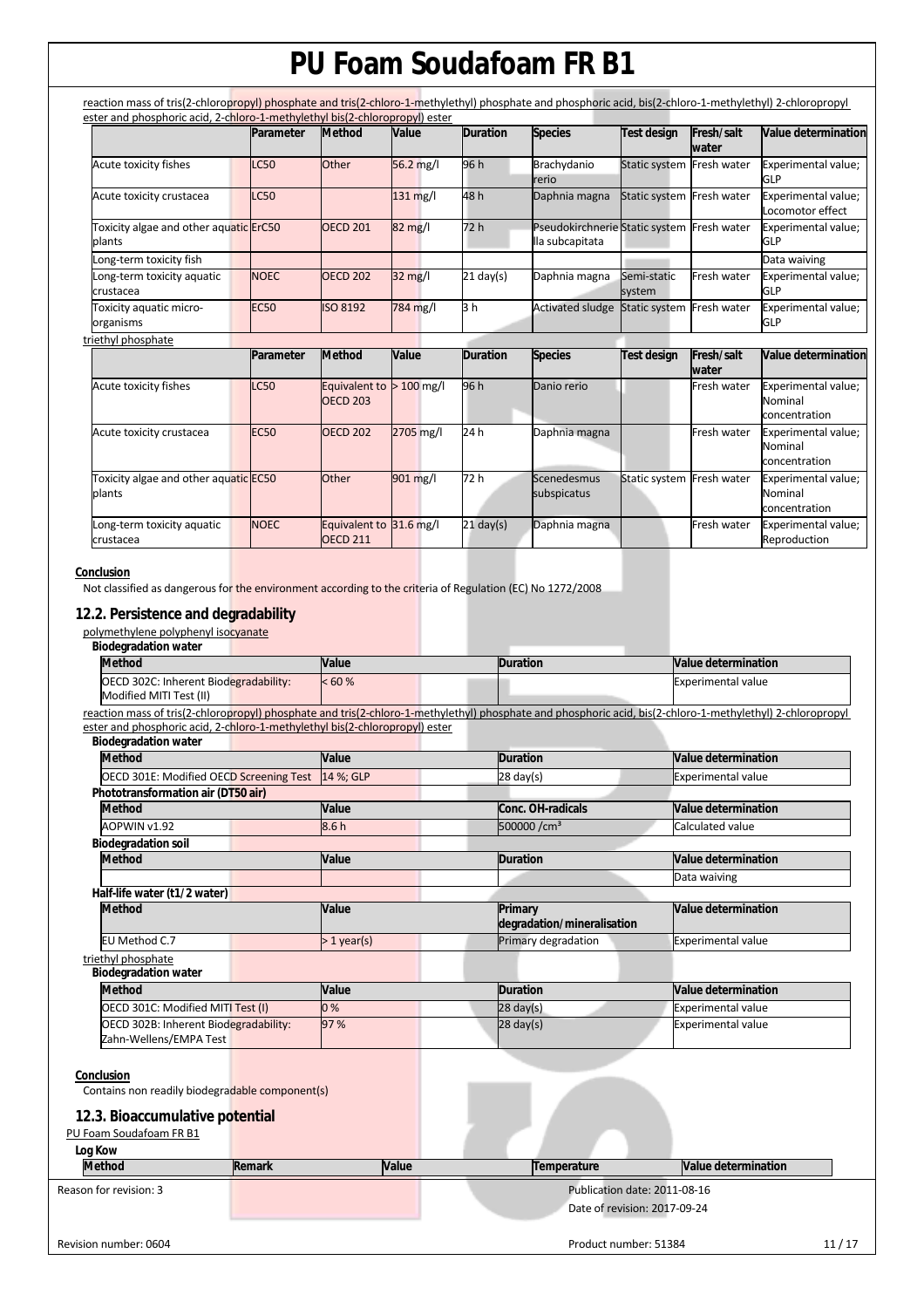reaction mass of tris(2-chloropropyl) phosphate and tris(2-chloro-1-methylethyl) phosphate and phosphoric acid, bis(2-chloro-1-methylethyl) 2-chloropropyl ester and phosphoric acid, 2-chloro-1-methylethyl bis(2-chloropropyl) ester

| | Parameter | Method | Value | Duration | Species | Test design | Fresh/salt water | Value determination |
|---|---|---|---|---|---|---|---|---|
| Acute toxicity fishes | LC50 | Other | 56.2 mg/l | 96 h | Brachydanio rerio | Static system | Fresh water | Experimental value; GLP |
| Acute toxicity crustacea | LC50 | | 131 mg/l | 48 h | Daphnia magna | Static system | Fresh water | Experimental value; Locomotor effect |
| Toxicity algae and other aquatic plants | ErC50 | OECD 201 | 82 mg/l | 72 h | Pseudokirchneriella subcapitata | Static system | Fresh water | Experimental value; GLP |
| Long-term toxicity fish | | | | | | | | Data waiving |
| Long-term toxicity aquatic crustacea | NOEC | OECD 202 | 32 mg/l | 21 day(s) | Daphnia magna | Semi-static system | Fresh water | Experimental value; GLP |
| Toxicity aquatic micro-organisms | EC50 | ISO 8192 | 784 mg/l | 3 h | Activated sludge | Static system | Fresh water | Experimental value; GLP |

triethyl phosphate

| | Parameter | Method | Value | Duration | Species | Test design | Fresh/salt water | Value determination |
|---|---|---|---|---|---|---|---|---|
| Acute toxicity fishes | LC50 | Equivalent to OECD 203 | > 100 mg/l | 96 h | Danio rerio | | Fresh water | Experimental value; Nominal concentration |
| Acute toxicity crustacea | EC50 | OECD 202 | 2705 mg/l | 24 h | Daphnia magna | | Fresh water | Experimental value; Nominal concentration |
| Toxicity algae and other aquatic plants | EC50 | Other | 901 mg/l | 72 h | Scenedesmus subspicatus | Static system | Fresh water | Experimental value; Nominal concentration |
| Long-term toxicity aquatic crustacea | NOEC | Equivalent to OECD 211 | 31.6 mg/l | 21 day(s) | Daphnia magna | | Fresh water | Experimental value; Reproduction |

**Conclusion**

Not classified as dangerous for the environment according to the criteria of Regulation (EC) No 1272/2008

## 12.2. Persistence and degradability

polymethylene polyphenyl isocyanate

**Biodegradation water**

| Method | Value | Duration | Value determination |
|---|---|---|---|
| OECD 302C: Inherent Biodegradability: Modified MITI Test (II) | < 60 % | | Experimental value |

reaction mass of tris(2-chloropropyl) phosphate and tris(2-chloro-1-methylethyl) phosphate and phosphoric acid, bis(2-chloro-1-methylethyl) 2-chloropropyl ester and phosphoric acid, 2-chloro-1-methylethyl bis(2-chloropropyl) ester

**Biodegradation water**

| Method | Value | Duration | Value determination |
|---|---|---|---|
| OECD 301E: Modified OECD Screening Test | 14 %; GLP | 28 day(s) | Experimental value |

**Phototransformation air (DT50 air)**

| Method | Value | Conc. OH-radicals | Value determination |
|---|---|---|---|
| AOPWIN v1.92 | 8.6 h | 500000 /cm³ | Calculated value |

**Biodegradation soil**

| Method | Value | Duration | Value determination |
|---|---|---|---|
| | | | Data waiving |

**Half-life water (t1/2 water)**

| Method | Value | Primary degradation/mineralisation | Value determination |
|---|---|---|---|
| EU Method C.7 | > 1 year(s) | Primary degradation | Experimental value |

triethyl phosphate

**Biodegradation water**

| Method | Value | Duration | Value determination |
|---|---|---|---|
| OECD 301C: Modified MITI Test (I) | 0 % | 28 day(s) | Experimental value |
| OECD 302B: Inherent Biodegradability: Zahn-Wellens/EMPA Test | 97 % | 28 day(s) | Experimental value |

**Conclusion**

Contains non readily biodegradable component(s)

## 12.3. Bioaccumulative potential

PU Foam Soudafoam FR B1

**Log Kow**

| Method | Remark | Value | Temperature | Value determination |
|---|---|---|---|---|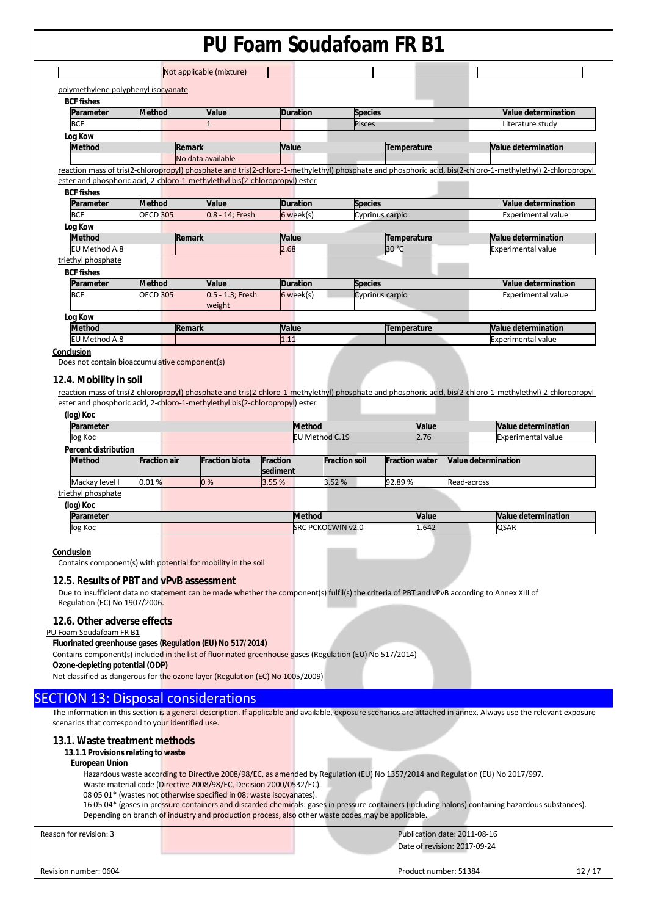| | Not applicable (mixture) | | | |
|---|---|---|---|---|

polymethylene polyphenyl isocyanate

**BCF fishes**

| Parameter | Method | Value | Duration | Species | Value determination |
|---|---|---|---|---|---|
| BCF | | 1 | | Pisces | Literature study |

**Log Kow**

| Method | Remark | Value | Temperature | Value determination |
|---|---|---|---|---|
| | No data available | | | |

reaction mass of tris(2-chloropropyl) phosphate and tris(2-chloro-1-methylethyl) phosphate and phosphoric acid, bis(2-chloro-1-methylethyl) 2-chloropropyl ester and phosphoric acid, 2-chloro-1-methylethyl bis(2-chloropropyl) ester

**BCF fishes**

| Parameter | Method | Value | Duration | Species | Value determination |
|---|---|---|---|---|---|
| BCF | OECD 305 | 0.8 - 14; Fresh | 6 week(s) | Cyprinus carpio | Experimental value |

**Log Kow**

| Method | Remark | Value | Temperature | Value determination |
|---|---|---|---|---|
| EU Method A.8 | | 2.68 | 30 °C | Experimental value |

triethyl phosphate

**BCF fishes**

| Parameter | Method | Value | Duration | Species | Value determination |
|---|---|---|---|---|---|
| BCF | OECD 305 | 0.5 - 1.3; Fresh weight | 6 week(s) | Cyprinus carpio | Experimental value |

**Log Kow**

| Method | Remark | Value | Temperature | Value determination |
|---|---|---|---|---|
| EU Method A.8 | | 1.11 | | Experimental value |

**Conclusion**

Does not contain bioaccumulative component(s)

## 12.4. Mobility in soil

reaction mass of tris(2-chloropropyl) phosphate and tris(2-chloro-1-methylethyl) phosphate and phosphoric acid, bis(2-chloro-1-methylethyl) 2-chloropropyl ester and phosphoric acid, 2-chloro-1-methylethyl bis(2-chloropropyl) ester

**(log) Koc**

| Parameter | Method | Value | Value determination |
|---|---|---|---|
| log Koc | EU Method C.19 | 2.76 | Experimental value |

**Percent distribution**

| Method | Fraction air | Fraction biota | Fraction sediment | Fraction soil | Fraction water | Value determination |
|---|---|---|---|---|---|---|
| Mackay level I | 0.01 % | 0 % | 3.55 % | 3.52 % | 92.89 % | Read-across |

triethyl phosphate

**(log) Koc**

| Parameter | Method | Value | Value determination |
|---|---|---|---|
| log Koc | SRC PCKOCWIN v2.0 | 1.642 | QSAR |

**Conclusion**

Contains component(s) with potential for mobility in the soil

## 12.5. Results of PBT and vPvB assessment

Due to insufficient data no statement can be made whether the component(s) fulfil(s) the criteria of PBT and vPvB according to Annex XIII of Regulation (EC) No 1907/2006.

## 12.6. Other adverse effects

PU Foam Soudafoam FR B1

**Fluorinated greenhouse gases (Regulation (EU) No 517/2014)**

Contains component(s) included in the list of fluorinated greenhouse gases (Regulation (EU) No 517/2014)

**Ozone-depleting potential (ODP)**

Not classified as dangerous for the ozone layer (Regulation (EC) No 1005/2009)

# SECTION 13: Disposal considerations

The information in this section is a general description. If applicable and available, exposure scenarios are attached in annex. Always use the relevant exposure scenarios that correspond to your identified use.

## 13.1. Waste treatment methods

### 13.1.1 Provisions relating to waste

**European Union**

Hazardous waste according to Directive 2008/98/EC, as amended by Regulation (EU) No 1357/2014 and Regulation (EU) No 2017/997.
Waste material code (Directive 2008/98/EC, Decision 2000/0532/EC).
08 05 01* (wastes not otherwise specified in 08: waste isocyanates).
16 05 04* (gases in pressure containers and discarded chemicals: gases in pressure containers (including halons) containing hazardous substances).
Depending on branch of industry and production process, also other waste codes may be applicable.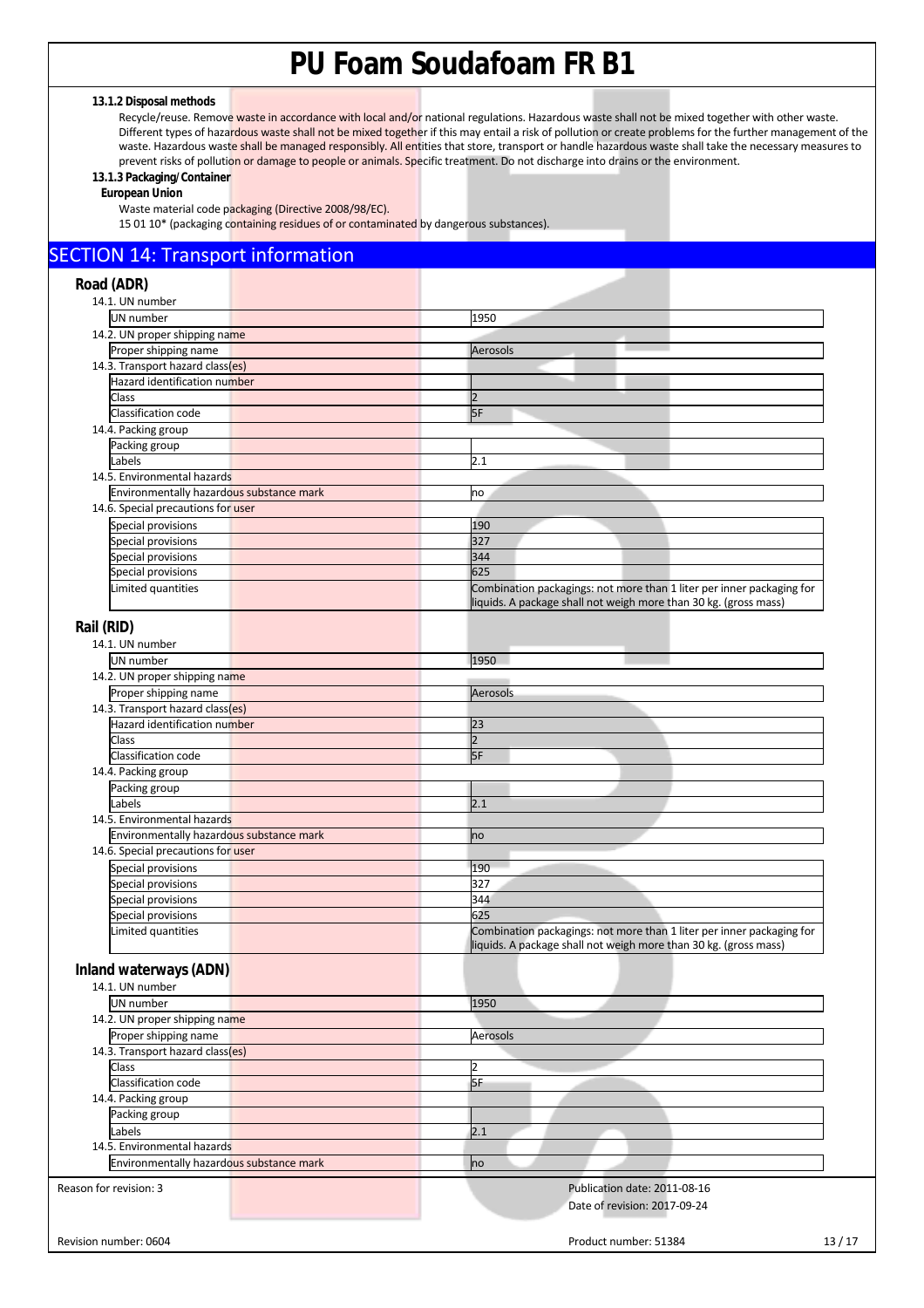#### 13.1.2 Disposal methods

Recycle/reuse. Remove waste in accordance with local and/or national regulations. Hazardous waste shall not be mixed together with other waste. Different types of hazardous waste shall not be mixed together if this may entail a risk of pollution or create problems for the further management of the waste. Hazardous waste shall be managed responsibly. All entities that store, transport or handle hazardous waste shall take the necessary measures to prevent risks of pollution or damage to people or animals. Specific treatment. Do not discharge into drains or the environment.

#### 13.1.3 Packaging/Container

**European Union**

Waste material code packaging (Directive 2008/98/EC).

15 01 10* (packaging containing residues of or contaminated by dangerous substances).

## SECTION 14: Transport information

### Road (ADR)

| | |
|---|---|
| **14.1. UN number** | |
| UN number | 1950 |
| **14.2. UN proper shipping name** | |
| Proper shipping name | Aerosols |
| **14.3. Transport hazard class(es)** | |
| Hazard identification number | |
| Class | 2 |
| Classification code | 5F |
| **14.4. Packing group** | |
| Packing group | |
| Labels | 2.1 |
| **14.5. Environmental hazards** | |
| Environmentally hazardous substance mark | no |
| **14.6. Special precautions for user** | |
| Special provisions | 190 |
| Special provisions | 327 |
| Special provisions | 344 |
| Special provisions | 625 |
| Limited quantities | Combination packagings: not more than 1 liter per inner packaging for liquids. A package shall not weigh more than 30 kg. (gross mass) |

### Rail (RID)

| | |
|---|---|
| **14.1. UN number** | |
| UN number | 1950 |
| **14.2. UN proper shipping name** | |
| Proper shipping name | Aerosols |
| **14.3. Transport hazard class(es)** | |
| Hazard identification number | 23 |
| Class | 2 |
| Classification code | 5F |
| **14.4. Packing group** | |
| Packing group | |
| Labels | 2.1 |
| **14.5. Environmental hazards** | |
| Environmentally hazardous substance mark | no |
| **14.6. Special precautions for user** | |
| Special provisions | 190 |
| Special provisions | 327 |
| Special provisions | 344 |
| Special provisions | 625 |
| Limited quantities | Combination packagings: not more than 1 liter per inner packaging for liquids. A package shall not weigh more than 30 kg. (gross mass) |

### Inland waterways (ADN)

| | |
|---|---|
| **14.1. UN number** | |
| UN number | 1950 |
| **14.2. UN proper shipping name** | |
| Proper shipping name | Aerosols |
| **14.3. Transport hazard class(es)** | |
| Class | 2 |
| Classification code | 5F |
| **14.4. Packing group** | |
| Packing group | |
| Labels | 2.1 |
| **14.5. Environmental hazards** | |
| Environmentally hazardous substance mark | no |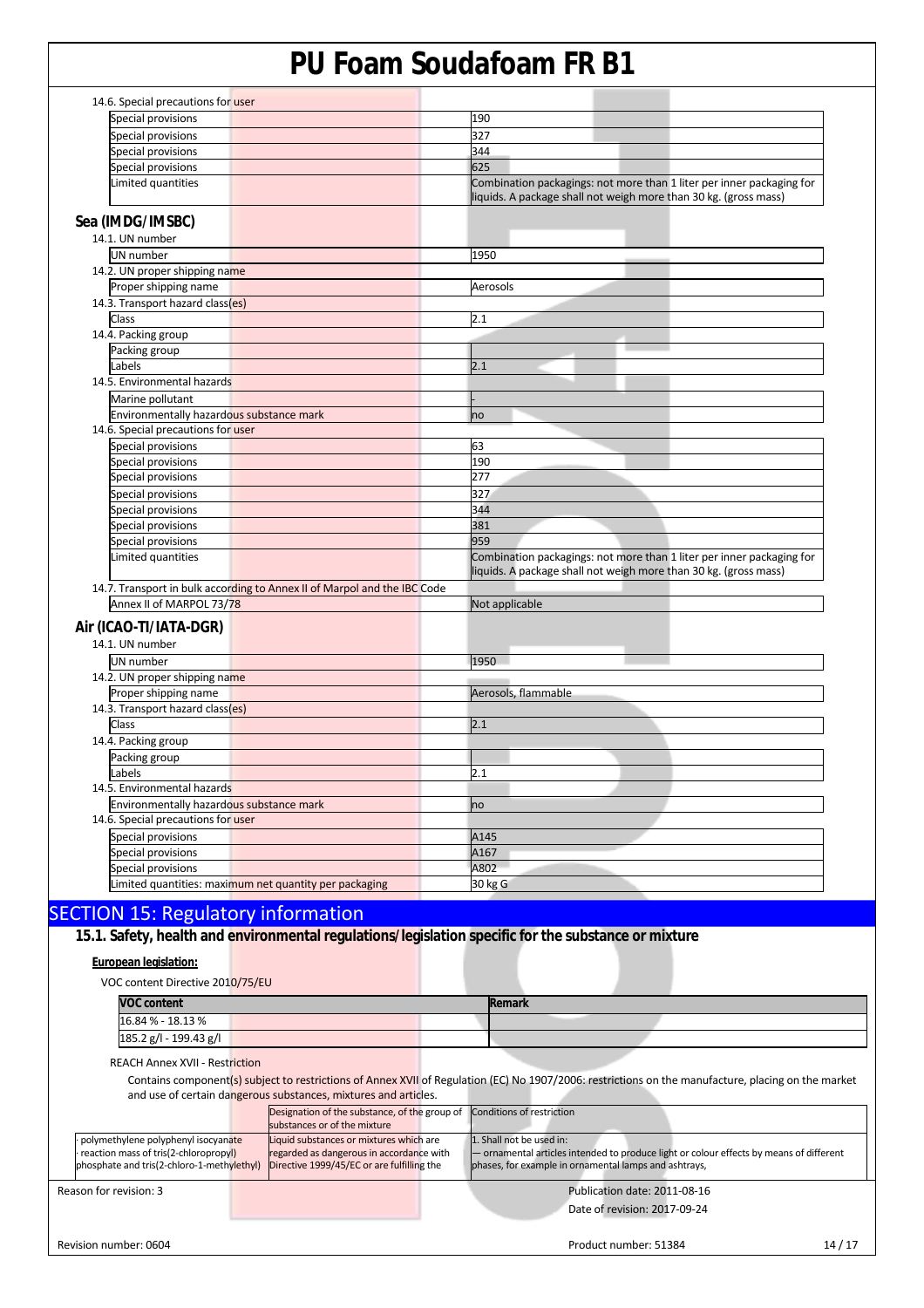14.6. Special precautions for user

| | |
|---|---|
| Special provisions | 190 |
| Special provisions | 327 |
| Special provisions | 344 |
| Special provisions | 625 |
| Limited quantities | Combination packagings: not more than 1 liter per inner packaging for liquids. A package shall not weigh more than 30 kg. (gross mass) |

## Sea (IMDG/IMSBC)

14.1. UN number

| | |
|---|---|
| UN number | 1950 |

14.2. UN proper shipping name

| | |
|---|---|
| Proper shipping name | Aerosols |

14.3. Transport hazard class(es)

| | |
|---|---|
| Class | 2.1 |

14.4. Packing group

| | |
|---|---|
| Packing group | |
| Labels | 2.1 |

14.5. Environmental hazards

| | |
|---|---|
| Marine pollutant | - |
| Environmentally hazardous substance mark | no |

14.6. Special precautions for user

| | |
|---|---|
| Special provisions | 63 |
| Special provisions | 190 |
| Special provisions | 277 |
| Special provisions | 327 |
| Special provisions | 344 |
| Special provisions | 381 |
| Special provisions | 959 |
| Limited quantities | Combination packagings: not more than 1 liter per inner packaging for liquids. A package shall not weigh more than 30 kg. (gross mass) |

14.7. Transport in bulk according to Annex II of Marpol and the IBC Code

| | |
|---|---|
| Annex II of MARPOL 73/78 | Not applicable |

## Air (ICAO-TI/IATA-DGR)

14.1. UN number

| | |
|---|---|
| UN number | 1950 |

14.2. UN proper shipping name

| | |
|---|---|
| Proper shipping name | Aerosols, flammable |

14.3. Transport hazard class(es)

| | |
|---|---|
| Class | 2.1 |

14.4. Packing group

| | |
|---|---|
| Packing group | |
| Labels | 2.1 |

14.5. Environmental hazards

| | |
|---|---|
| Environmentally hazardous substance mark | no |

14.6. Special precautions for user

| | |
|---|---|
| Special provisions | A145 |
| Special provisions | A167 |
| Special provisions | A802 |
| Limited quantities: maximum net quantity per packaging | 30 kg G |

# SECTION 15: Regulatory information

## 15.1. Safety, health and environmental regulations/legislation specific for the substance or mixture

**European legislation:**

VOC content Directive 2010/75/EU

| VOC content | Remark |
|---|---|
| 16.84 % - 18.13 % | |
| 185.2 g/l - 199.43 g/l | |

REACH Annex XVII - Restriction

Contains component(s) subject to restrictions of Annex XVII of Regulation (EC) No 1907/2006: restrictions on the manufacture, placing on the market and use of certain dangerous substances, mixtures and articles.

| | Designation of the substance, of the group of substances or of the mixture | Conditions of restriction |
|---|---|---|
| · polymethylene polyphenyl isocyanate<br>· reaction mass of tris(2-chloropropyl) phosphate and tris(2-chloro-1-methylethyl) | Liquid substances or mixtures which are regarded as dangerous in accordance with Directive 1999/45/EC or are fulfilling the | 1. Shall not be used in:<br>— ornamental articles intended to produce light or colour effects by means of different phases, for example in ornamental lamps and ashtrays, |

Reason for revision: 3

Publication date: 2011-08-16

Date of revision: 2017-09-24

Revision number: 0604

Product number: 51384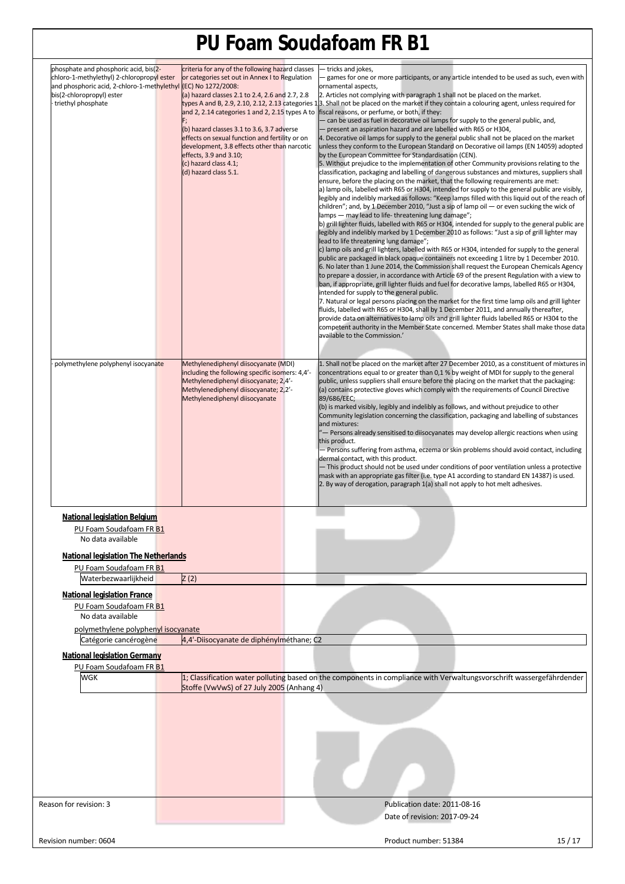| | | |
|---|---|---|
| phosphate and phosphoric acid, bis(2-chloro-1-methylethyl) 2-chloropropyl ester and phosphoric acid, 2-chloro-1-methylethyl bis(2-chloropropyl) ester<br>· triethyl phosphate | criteria for any of the following hazard classes or categories set out in Annex I to Regulation (EC) No 1272/2008:<br>(a) hazard classes 2.1 to 2.4, 2.6 and 2.7, 2.8 types A and B, 2.9, 2.10, 2.12, 2.13 categories 1 and 2, 2.14 categories 1 and 2, 2.15 types A to F;<br>(b) hazard classes 3.1 to 3.6, 3.7 adverse effects on sexual function and fertility or on development, 3.8 effects other than narcotic effects, 3.9 and 3.10;<br>(c) hazard class 4.1;<br>(d) hazard class 5.1. | — tricks and jokes,<br>— games for one or more participants, or any article intended to be used as such, even with ornamental aspects,<br>2. Articles not complying with paragraph 1 shall not be placed on the market.<br>3. Shall not be placed on the market if they contain a colouring agent, unless required for fiscal reasons, or perfume, or both, if they:<br>— can be used as fuel in decorative oil lamps for supply to the general public, and,<br>— present an aspiration hazard and are labelled with R65 or H304,<br>4. Decorative oil lamps for supply to the general public shall not be placed on the market unless they conform to the European Standard on Decorative oil lamps (EN 14059) adopted by the European Committee for Standardisation (CEN).<br>5. Without prejudice to the implementation of other Community provisions relating to the classification, packaging and labelling of dangerous substances and mixtures, suppliers shall ensure, before the placing on the market, that the following requirements are met:<br>a) lamp oils, labelled with R65 or H304, intended for supply to the general public are visibly, legibly and indelibly marked as follows: "Keep lamps filled with this liquid out of the reach of children"; and, by 1 December 2010, "Just a sip of lamp oil — or even sucking the wick of lamps — may lead to life- threatening lung damage";<br>b) grill lighter fluids, labelled with R65 or H304, intended for supply to the general public are legibly and indelibly marked by 1 December 2010 as follows: "Just a sip of grill lighter may lead to life threatening lung damage";<br>c) lamp oils and grill lighters, labelled with R65 or H304, intended for supply to the general public are packaged in black opaque containers not exceeding 1 litre by 1 December 2010.<br>6. No later than 1 June 2014, the Commission shall request the European Chemicals Agency to prepare a dossier, in accordance with Article 69 of the present Regulation with a view to ban, if appropriate, grill lighter fluids and fuel for decorative lamps, labelled R65 or H304, intended for supply to the general public.<br>7. Natural or legal persons placing on the market for the first time lamp oils and grill lighter fluids, labelled with R65 or H304, shall by 1 December 2011, and annually thereafter, provide data on alternatives to lamp oils and grill lighter fluids labelled R65 or H304 to the competent authority in the Member State concerned. Member States shall make those data available to the Commission.' |
| · polymethylene polyphenyl isocyanate | Methylenediphenyl diisocyanate (MDI) including the following specific isomers: 4,4'-Methylenediphenyl diisocyanate; 2,4'-Methylenediphenyl diisocyanate; 2,2'-Methylenediphenyl diisocyanate | 1. Shall not be placed on the market after 27 December 2010, as a constituent of mixtures in concentrations equal to or greater than 0,1 % by weight of MDI for supply to the general public, unless suppliers shall ensure before the placing on the market that the packaging:<br>(a) contains protective gloves which comply with the requirements of Council Directive 89/686/EEC;<br>(b) is marked visibly, legibly and indelibly as follows, and without prejudice to other Community legislation concerning the classification, packaging and labelling of substances and mixtures:<br>"— Persons already sensitised to diisocyanates may develop allergic reactions when using this product.<br>— Persons suffering from asthma, eczema or skin problems should avoid contact, including dermal contact, with this product.<br>— This product should not be used under conditions of poor ventilation unless a protective mask with an appropriate gas filter (i.e. type A1 according to standard EN 14387) is used.<br>2. By way of derogation, paragraph 1(a) shall not apply to hot melt adhesives. |

**National legislation Belgium**

PU Foam Soudafoam FR B1

No data available

**National legislation The Netherlands**

PU Foam Soudafoam FR B1

| | |
|---|---|
| Waterbezwaarlijkheid | Z (2) |

**National legislation France**

PU Foam Soudafoam FR B1

No data available

polymethylene polyphenyl isocyanate

| | |
|---|---|
| Catégorie cancérogène | 4,4'-Diisocyanate de diphénylméthane; C2 |

**National legislation Germany**

PU Foam Soudafoam FR B1

| | |
|---|---|
| WGK | 1; Classification water polluting based on the components in compliance with Verwaltungsvorschrift wassergefährdender Stoffe (VwVwS) of 27 July 2005 (Anhang 4) |

Reason for revision: 3

Publication date: 2011-08-16

Date of revision: 2017-09-24

Revision number: 0604

Product number: 51384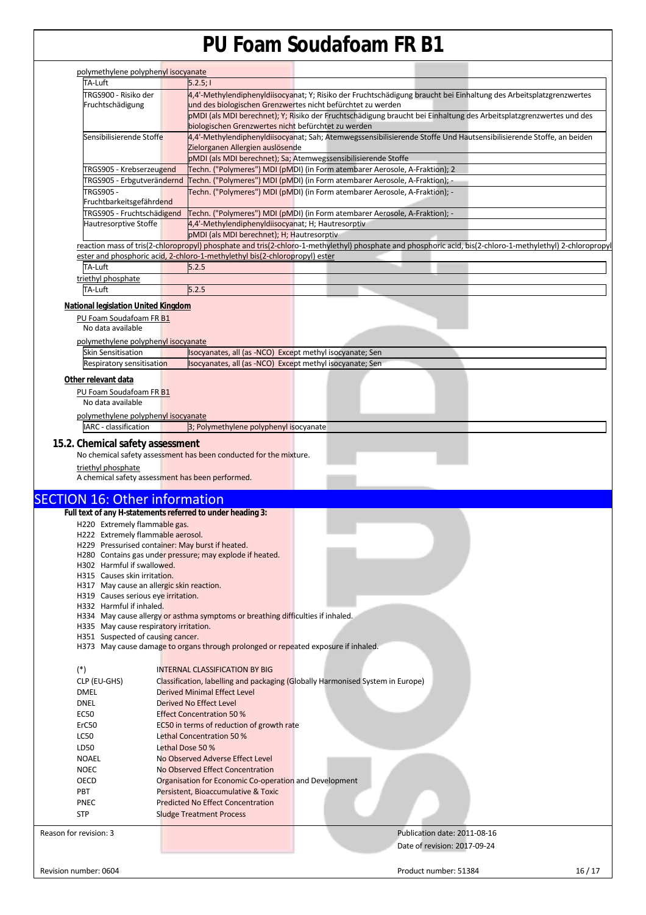polymethylene polyphenyl isocyanate

| | |
|---|---|
| TA-Luft | 5.2.5; I |
| TRGS900 - Risiko der Fruchtschädigung | 4,4'-Methylendiphenyldiisocyanat; Y; Risiko der Fruchtschädigung braucht bei Einhaltung des Arbeitsplatzgrenzwertes und des biologischen Grenzwertes nicht befürchtet zu werden |
| | pMDI (als MDI berechnet); Y; Risiko der Fruchtschädigung braucht bei Einhaltung des Arbeitsplatzgrenzwertes und des biologischen Grenzwertes nicht befürchtet zu werden |
| Sensibilisierende Stoffe | 4,4'-Methylendiphenyldiisocyanat; Sah; Atemwegssensibilisierende Stoffe Und Hautsensibilisierende Stoffe, an beiden Zielorganen Allergien auslösende |
| | pMDI (als MDI berechnet); Sa; Atemwegssensibilisierende Stoffe |
| TRGS905 - Krebserzeugend | Techn. ("Polymeres") MDI (pMDI) (in Form atembarer Aerosole, A-Fraktion); 2 |
| TRGS905 - Erbgutverändernd | Techn. ("Polymeres") MDI (pMDI) (in Form atembarer Aerosole, A-Fraktion); - |
| TRGS905 - Fruchtbarkeitsgefährdend | Techn. ("Polymeres") MDI (pMDI) (in Form atembarer Aerosole, A-Fraktion); - |
| TRGS905 - Fruchtschädigend | Techn. ("Polymeres") MDI (pMDI) (in Form atembarer Aerosole, A-Fraktion); - |
| Hautresorptive Stoffe | 4,4'-Methylendiphenyldiisocyanat; H; Hautresorptiv |
| | pMDI (als MDI berechnet); H; Hautresorptiv |

reaction mass of tris(2-chloropropyl) phosphate and tris(2-chloro-1-methylethyl) phosphate and phosphoric acid, bis(2-chloro-1-methylethyl) 2-chloropropyl ester and phosphoric acid, 2-chloro-1-methylethyl bis(2-chloropropyl) ester

| | |
|---|---|
| TA-Luft | 5.2.5 |

triethyl phosphate

| | |
|---|---|
| TA-Luft | 5.2.5 |

**National legislation United Kingdom**

PU Foam Soudafoam FR B1

No data available

polymethylene polyphenyl isocyanate

| | |
|---|---|
| Skin Sensitisation | Isocyanates, all (as -NCO) Except methyl isocyanate; Sen |
| Respiratory sensitisation | Isocyanates, all (as -NCO) Except methyl isocyanate; Sen |

**Other relevant data**

PU Foam Soudafoam FR B1

No data available

polymethylene polyphenyl isocyanate

| | |
|---|---|
| IARC - classification | 3; Polymethylene polyphenyl isocyanate |

### 15.2. Chemical safety assessment

No chemical safety assessment has been conducted for the mixture.

triethyl phosphate

A chemical safety assessment has been performed.

## SECTION 16: Other information

**Full text of any H-statements referred to under heading 3:**

H220 Extremely flammable gas.
H222 Extremely flammable aerosol.
H229 Pressurised container: May burst if heated.
H280 Contains gas under pressure; may explode if heated.
H302 Harmful if swallowed.
H315 Causes skin irritation.
H317 May cause an allergic skin reaction.
H319 Causes serious eye irritation.
H332 Harmful if inhaled.
H334 May cause allergy or asthma symptoms or breathing difficulties if inhaled.
H335 May cause respiratory irritation.
H351 Suspected of causing cancer.
H373 May cause damage to organs through prolonged or repeated exposure if inhaled.

| | |
|---|---|
| (*) | INTERNAL CLASSIFICATION BY BIG |
| CLP (EU-GHS) | Classification, labelling and packaging (Globally Harmonised System in Europe) |
| DMEL | Derived Minimal Effect Level |
| DNEL | Derived No Effect Level |
| EC50 | Effect Concentration 50 % |
| ErC50 | EC50 in terms of reduction of growth rate |
| LC50 | Lethal Concentration 50 % |
| LD50 | Lethal Dose 50 % |
| NOAEL | No Observed Adverse Effect Level |
| NOEC | No Observed Effect Concentration |
| OECD | Organisation for Economic Co-operation and Development |
| PBT | Persistent, Bioaccumulative & Toxic |
| PNEC | Predicted No Effect Concentration |
| STP | Sludge Treatment Process |

Reason for revision: 3

Publication date: 2011-08-16
Date of revision: 2017-09-24

Revision number: 0604
Product number: 51384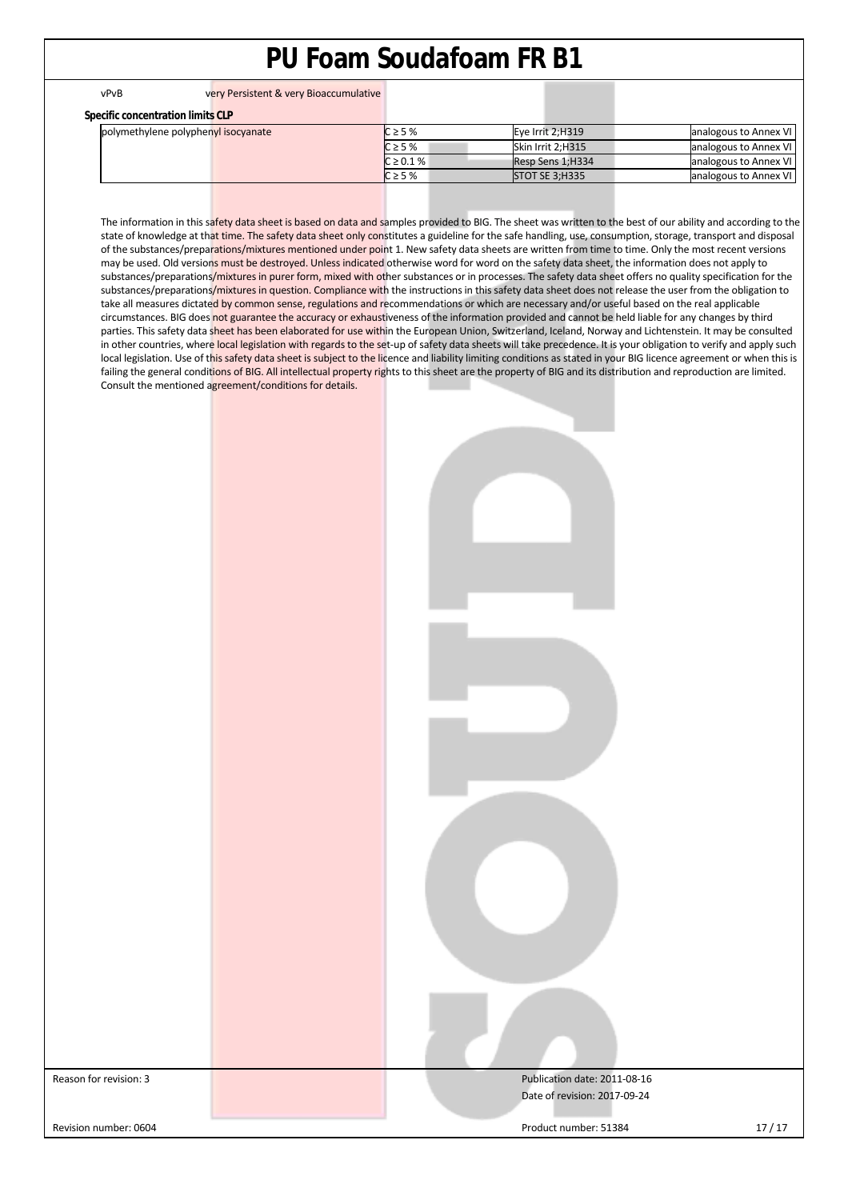| | |
|---|---|
| vPvB | very Persistent & very Bioaccumulative |

**Specific concentration limits CLP**

| | | | |
|---|---|---|---|
| polymethylene polyphenyl isocyanate | C ≥ 5 % | Eye Irrit 2;H319 | analogous to Annex VI |
| | C ≥ 5 % | Skin Irrit 2;H315 | analogous to Annex VI |
| | C ≥ 0.1 % | Resp Sens 1;H334 | analogous to Annex VI |
| | C ≥ 5 % | STOT SE 3;H335 | analogous to Annex VI |

The information in this safety data sheet is based on data and samples provided to BIG. The sheet was written to the best of our ability and according to the state of knowledge at that time. The safety data sheet only constitutes a guideline for the safe handling, use, consumption, storage, transport and disposal of the substances/preparations/mixtures mentioned under point 1. New safety data sheets are written from time to time. Only the most recent versions may be used. Old versions must be destroyed. Unless indicated otherwise word for word on the safety data sheet, the information does not apply to substances/preparations/mixtures in purer form, mixed with other substances or in processes. The safety data sheet offers no quality specification for the substances/preparations/mixtures in question. Compliance with the instructions in this safety data sheet does not release the user from the obligation to take all measures dictated by common sense, regulations and recommendations or which are necessary and/or useful based on the real applicable circumstances. BIG does not guarantee the accuracy or exhaustiveness of the information provided and cannot be held liable for any changes by third parties. This safety data sheet has been elaborated for use within the European Union, Switzerland, Iceland, Norway and Lichtenstein. It may be consulted in other countries, where local legislation with regards to the set-up of safety data sheets will take precedence. It is your obligation to verify and apply such local legislation. Use of this safety data sheet is subject to the licence and liability limiting conditions as stated in your BIG licence agreement or when this is failing the general conditions of BIG. All intellectual property rights to this sheet are the property of BIG and its distribution and reproduction are limited. Consult the mentioned agreement/conditions for details.